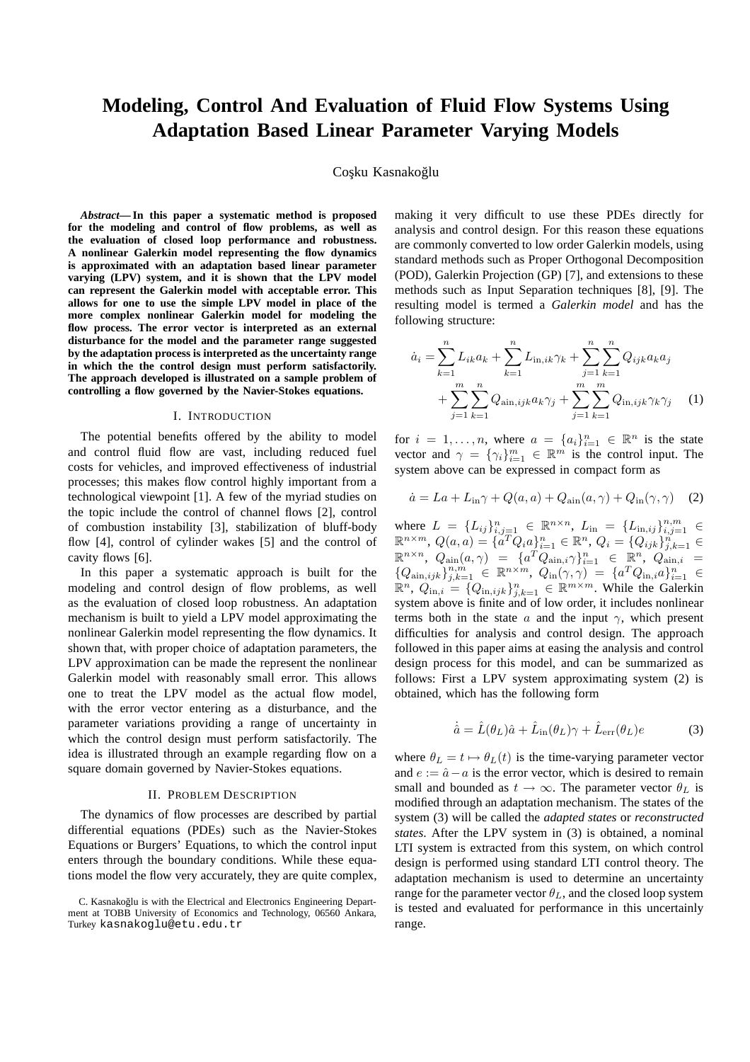# Modeling, Control And Evaluation of Fluid Flow Systems Using Adaptation Based Linear Parameter Varying Models

Coşku Kasnakoğlu

***Abstract*— In this paper a systematic method is proposed for the modeling and control of flow problems, as well as the evaluation of closed loop performance and robustness. A nonlinear Galerkin model representing the flow dynamics is approximated with an adaptation based linear parameter varying (LPV) system, and it is shown that the LPV model can represent the Galerkin model with acceptable error. This allows for one to use the simple LPV model in place of the more complex nonlinear Galerkin model for modeling the flow process. The error vector is interpreted as an external disturbance for the model and the parameter range suggested by the adaptation process is interpreted as the uncertainty range in which the the control design must perform satisfactorily. The approach developed is illustrated on a sample problem of controlling a flow governed by the Navier-Stokes equations.**

## I. Introduction

The potential benefits offered by the ability to model and control fluid flow are vast, including reduced fuel costs for vehicles, and improved effectiveness of industrial processes; this makes flow control highly important from a technological viewpoint [1]. A few of the myriad studies on the topic include the control of channel flows [2], control of combustion instability [3], stabilization of bluff-body flow [4], control of cylinder wakes [5] and the control of cavity flows [6].

In this paper a systematic approach is built for the modeling and control design of flow problems, as well as the evaluation of closed loop robustness. An adaptation mechanism is built to yield a LPV model approximating the nonlinear Galerkin model representing the flow dynamics. It shown that, with proper choice of adaptation parameters, the LPV approximation can be made the represent the nonlinear Galerkin model with reasonably small error. This allows one to treat the LPV model as the actual flow model, with the error vector entering as a disturbance, and the parameter variations providing a range of uncertainty in which the control design must perform satisfactorily. The idea is illustrated through an example regarding flow on a square domain governed by Navier-Stokes equations.

## II. Problem Description

The dynamics of flow processes are described by partial differential equations (PDEs) such as the Navier-Stokes Equations or Burgers' Equations, to which the control input enters through the boundary conditions. While these equations model the flow very accurately, they are quite complex, making it very difficult to use these PDEs directly for analysis and control design. For this reason these equations are commonly converted to low order Galerkin models, using standard methods such as Proper Orthogonal Decomposition (POD), Galerkin Projection (GP) [7], and extensions to these methods such as Input Separation techniques [8], [9]. The resulting model is termed a *Galerkin model* and has the following structure:

$$
\begin{aligned}
\dot{a}_i = & \sum_{k=1}^{n} L_{ik} a_k + \sum_{k=1}^{n} L_{\text{in},ik} \gamma_k + \sum_{j=1}^{n}\sum_{k=1}^{n} Q_{ijk} a_k a_j \\
& + \sum_{j=1}^{m}\sum_{k=1}^{n} Q_{\text{ain},ijk} a_k \gamma_j + \sum_{j=1}^{m}\sum_{k=1}^{m} Q_{\text{in},ijk} \gamma_k \gamma_j \quad (1)
\end{aligned}
$$

for $i = 1, \ldots, n$, where $a = \{a_i\}_{i=1}^{n} \in \mathbb{R}^n$ is the state vector and $\gamma = \{\gamma_i\}_{i=1}^{m} \in \mathbb{R}^m$ is the control input. The system above can be expressed in compact form as

$$
\dot{a} = La + L_{\text{in}}\gamma + Q(a,a) + Q_{\text{ain}}(a,\gamma) + Q_{\text{in}}(\gamma,\gamma) \quad (2)
$$

where $L = \{L_{ij}\}_{i,j=1}^{n} \in \mathbb{R}^{n\times n}$, $L_{\text{in}} = \{L_{\text{in},ij}\}_{i,j=1}^{n,m} \in \mathbb{R}^{n\times m}$, $Q(a,a) = \{a^T Q_i a\}_{i=1}^{n} \in \mathbb{R}^n$, $Q_i = \{Q_{ijk}\}_{j,k=1}^{n} \in \mathbb{R}^{n\times n}$, $Q_{\text{ain}}(a,\gamma) = \{a^T Q_{\text{ain},i}\gamma\}_{i=1}^{n} \in \mathbb{R}^n$, $Q_{\text{ain},i} = \{Q_{\text{ain},ijk}\}_{j,k=1}^{n,m} \in \mathbb{R}^{n\times m}$, $Q_{\text{in}}(\gamma,\gamma) = \{a^T Q_{\text{in},i} a\}_{i=1}^{n} \in \mathbb{R}^n$, $Q_{\text{in},i} = \{Q_{\text{in},ijk}\}_{j,k=1}^{n} \in \mathbb{R}^{m\times m}$. While the Galerkin system above is finite and of low order, it includes nonlinear terms both in the state $a$ and the input $\gamma$, which present difficulties for analysis and control design. The approach followed in this paper aims at easing the analysis and control design process for this model, and can be summarized as follows: First a LPV system approximating system (2) is obtained, which has the following form

$$
\dot{\hat{a}} = \hat{L}(\theta_L)\hat{a} + \hat{L}_{\text{in}}(\theta_L)\gamma + \hat{L}_{\text{err}}(\theta_L)e \quad (3)
$$

where $\theta_L = t \mapsto \theta_L(t)$ is the time-varying parameter vector and $e := \hat{a} - a$ is the error vector, which is desired to remain small and bounded as $t \to \infty$. The parameter vector $\theta_L$ is modified through an adaptation mechanism. The states of the system (3) will be called the *adapted states* or *reconstructed states*. After the LPV system in (3) is obtained, a nominal LTI system is extracted from this system, on which control design is performed using standard LTI control theory. The adaptation mechanism is used to determine an uncertainty range for the parameter vector $\theta_L$, and the closed loop system is tested and evaluated for performance in this uncertainly range.

C. Kasnakoğlu is with the Electrical and Electronics Engineering Department at TOBB University of Economics and Technology, 06560 Ankara, Turkey kasnakoglu@etu.edu.tr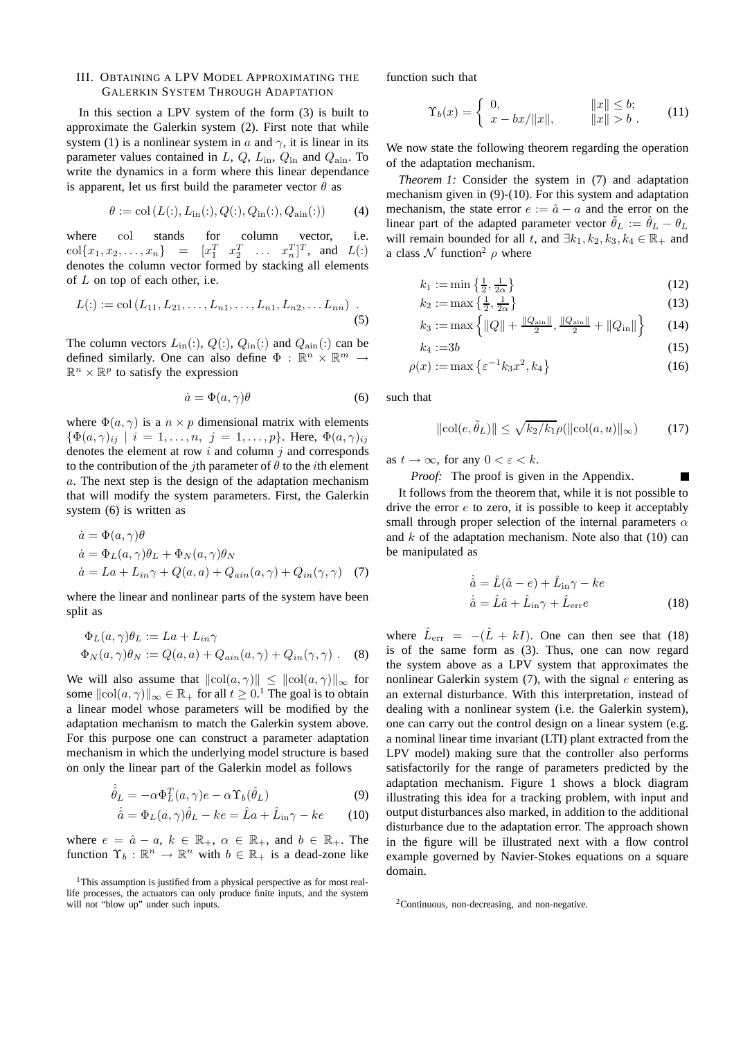## III. Obtaining a LPV Model Approximating the Galerkin System Through Adaptation

In this section a LPV system of the form (3) is built to approximate the Galerkin system (2). First note that while system (1) is a nonlinear system in $a$ and $\gamma$, it is linear in its parameter values contained in $L$, $Q$, $L_{\rm in}$, $Q_{\rm in}$ and $Q_{\rm ain}$. To write the dynamics in a form where this linear dependance is apparent, let us first build the parameter vector $\theta$ as

$$\theta := \operatorname{col}\left(L(:), L_{\rm in}(:), Q(:), Q_{\rm in}(:), Q_{\rm ain}(:)\right) \tag{4}$$

where col stands for column vector, i.e. $\operatorname{col}\{x_1, x_2, \ldots, x_n\} = [x_1^T \; x_2^T \; \ldots \; x_n^T]^T$, and $L(:)$ denotes the column vector formed by stacking all elements of $L$ on top of each other, i.e.

$$L(:) := \operatorname{col}\left(L_{11}, L_{21}, \ldots, L_{n1}, \ldots, L_{n1}, L_{n2}, \ldots L_{nn}\right) \; . \tag{5}$$

The column vectors $L_{\rm in}(:)$, $Q(:)$, $Q_{\rm in}(:)$ and $Q_{\rm ain}(:)$ can be defined similarly. One can also define $\Phi : \mathbb{R}^n \times \mathbb{R}^m \to \mathbb{R}^n \times \mathbb{R}^p$ to satisfy the expression

$$\dot{a} = \Phi(a, \gamma)\theta \tag{6}$$

where $\Phi(a,\gamma)$ is a $n \times p$ dimensional matrix with elements $\{\Phi(a,\gamma)_{ij} \mid i = 1, \ldots, n, \; j = 1, \ldots, p\}$. Here, $\Phi(a,\gamma)_{ij}$ denotes the element at row $i$ and column $j$ and corresponds to the contribution of the $j$th parameter of $\theta$ to the $i$th element $a$. The next step is the design of the adaptation mechanism that will modify the system parameters. First, the Galerkin system (6) is written as

$$\begin{aligned}
\dot{a} &= \Phi(a,\gamma)\theta \\
\dot{a} &= \Phi_L(a,\gamma)\theta_L + \Phi_N(a,\gamma)\theta_N \\
\dot{a} &= La + L_{in}\gamma + Q(a,a) + Q_{ain}(a,\gamma) + Q_{in}(\gamma,\gamma)
\end{aligned} \tag{7}$$

where the linear and nonlinear parts of the system have been split as

$$\begin{aligned}
\Phi_L(a,\gamma)\theta_L &:= La + L_{in}\gamma \\
\Phi_N(a,\gamma)\theta_N &:= Q(a,a) + Q_{ain}(a,\gamma) + Q_{in}(\gamma,\gamma) \; .
\end{aligned} \tag{8}$$

We will also assume that $\|\operatorname{col}(a,\gamma)\| \leq \|\operatorname{col}(a,\gamma)\|_\infty$ for some $\|\operatorname{col}(a,\gamma)\|_\infty \in \mathbb{R}_+$ for all $t \geq 0$.[1] The goal is to obtain a linear model whose parameters will be modified by the adaptation mechanism to match the Galerkin system above. For this purpose one can construct a parameter adaptation mechanism in which the underlying model structure is based on only the linear part of the Galerkin model as follows

$$\dot{\hat{\theta}}_L = -\alpha\Phi_L^T(a,\gamma)e - \alpha\Upsilon_b(\hat{\theta}_L) \tag{9}$$

$$\dot{\hat{a}} = \Phi_L(a,\gamma)\hat{\theta}_L - ke = \hat{L}a + \hat{L}_{\rm in}\gamma - ke \tag{10}$$

where $e = \hat{a} - a$, $k \in \mathbb{R}_+$, $\alpha \in \mathbb{R}_+$, and $b \in \mathbb{R}_+$. The function $\Upsilon_b : \mathbb{R}^n \to \mathbb{R}^n$ with $b \in \mathbb{R}_+$ is a dead-zone like function such that

$$\Upsilon_b(x) = \begin{cases} 0, & \|x\| \leq b; \\ x - bx/\|x\|, & \|x\| > b \; . \end{cases} \tag{11}$$

We now state the following theorem regarding the operation of the adaptation mechanism.

*Theorem 1:* Consider the system in (7) and adaptation mechanism given in (9)-(10). For this system and adaptation mechanism, the state error $e := \hat{a} - a$ and the error on the linear part of the adapted parameter vector $\tilde{\theta}_L := \hat{\theta}_L - \theta_L$ will remain bounded for all $t$, and $\exists k_1, k_2, k_3, k_4 \in \mathbb{R}_+$ and a class $\mathcal{N}$ function[2] $\rho$ where

$$k_1 := \min\left\{\tfrac{1}{2}, \tfrac{1}{2\alpha}\right\} \tag{12}$$

$$k_2 := \max\left\{\tfrac{1}{2}, \tfrac{1}{2\alpha}\right\} \tag{13}$$

$$k_3 := \max\left\{\|Q\| + \tfrac{\|Q_{\rm ain}\|}{2}, \tfrac{\|Q_{\rm ain}\|}{2} + \|Q_{\rm in}\|\right\} \tag{14}$$

$$k_4 := 3b \tag{15}$$

$$\rho(x) := \max\left\{\varepsilon^{-1}k_3x^2, k_4\right\} \tag{16}$$

such that

$$\|\operatorname{col}(e, \tilde{\theta}_L)\| \leq \sqrt{k_2/k_1}\,\rho(\|\operatorname{col}(a,u)\|_\infty) \tag{17}$$

as $t \to \infty$, for any $0 < \varepsilon < k$.

*Proof:* The proof is given in the Appendix. ∎

It follows from the theorem that, while it is not possible to drive the error $e$ to zero, it is possible to keep it acceptably small through proper selection of the internal parameters $\alpha$ and $k$ of the adaptation mechanism. Note also that (10) can be manipulated as

$$\begin{aligned}
\dot{\hat{a}} &= \hat{L}(\hat{a} - e) + \hat{L}_{\rm in}\gamma - ke \\
\dot{\hat{a}} &= \hat{L}\hat{a} + \hat{L}_{\rm in}\gamma + \hat{L}_{\rm err}e
\end{aligned} \tag{18}$$

where $\hat{L}_{\rm err} = -(\hat{L} + kI)$. One can then see that (18) is of the same form as (3). Thus, one can now regard the system above as a LPV system that approximates the nonlinear Galerkin system (7), with the signal $e$ entering as an external disturbance. With this interpretation, instead of dealing with a nonlinear system (i.e. the Galerkin system), one can carry out the control design on a linear system (e.g. a nominal linear time invariant (LTI) plant extracted from the LPV model) making sure that the controller also performs satisfactorily for the range of parameters predicted by the adaptation mechanism. Figure 1 shows a block diagram illustrating this idea for a tracking problem, with input and output disturbances also marked, in addition to the additional disturbance due to the adaptation error. The approach shown in the figure will be illustrated next with a flow control example governed by Navier-Stokes equations on a square domain.

[1] This assumption is justified from a physical perspective as for most real-life processes, the actuators can only produce finite inputs, and the system will not "blow up" under such inputs.

[2] Continuous, non-decreasing, and non-negative.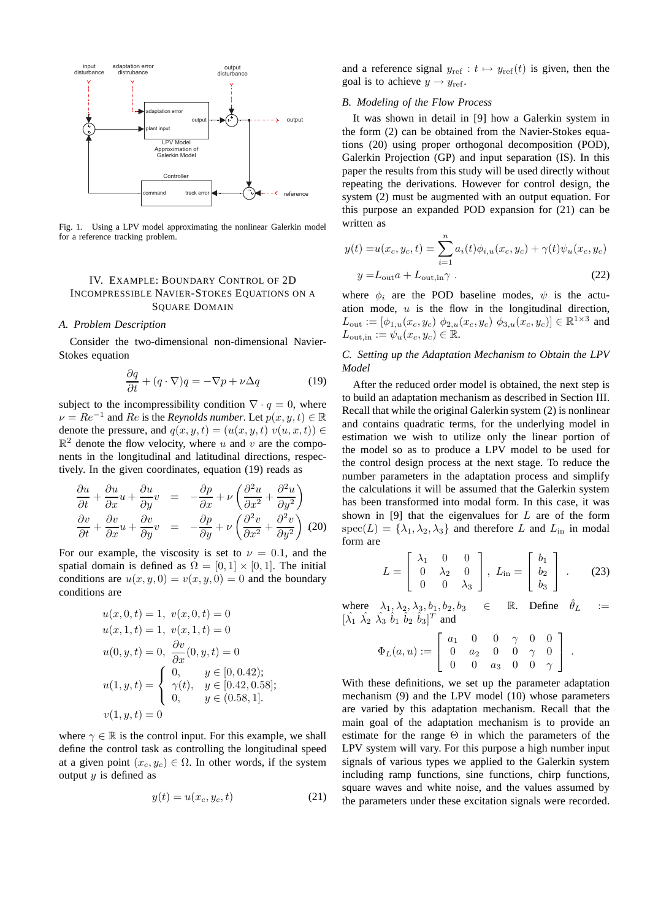Fig. 1. Using a LPV model approximating the nonlinear Galerkin model for a reference tracking problem.

## IV. Example: Boundary Control of 2D Incompressible Navier-Stokes Equations on a Square Domain

### A. Problem Description

Consider the two-dimensional non-dimensional Navier-Stokes equation

$$\frac{\partial q}{\partial t} + (q \cdot \nabla)q = -\nabla p + \nu \Delta q \tag{19}$$

subject to the incompressibility condition $\nabla \cdot q = 0$, where $\nu = Re^{-1}$ and $Re$ is the *Reynolds number*. Let $p(x, y, t) \in \mathbb{R}$ denote the pressure, and $q(x, y, t) = (u(x, y, t)\ v(u, x, t)) \in \mathbb{R}^2$ denote the flow velocity, where $u$ and $v$ are the components in the longitudinal and latitudinal directions, respectively. In the given coordinates, equation (19) reads as

$$\begin{aligned} \frac{\partial u}{\partial t} + \frac{\partial u}{\partial x}u + \frac{\partial u}{\partial y}v &= -\frac{\partial p}{\partial x} + \nu\left(\frac{\partial^2 u}{\partial x^2} + \frac{\partial^2 u}{\partial y^2}\right) \\ \frac{\partial v}{\partial t} + \frac{\partial v}{\partial x}u + \frac{\partial v}{\partial y}v &= -\frac{\partial p}{\partial y} + \nu\left(\frac{\partial^2 v}{\partial x^2} + \frac{\partial^2 v}{\partial y^2}\right) \end{aligned} \tag{20}$$

For our example, the viscosity is set to $\nu = 0.1$, and the spatial domain is defined as $\Omega = [0, 1] \times [0, 1]$. The initial conditions are $u(x, y, 0) = v(x, y, 0) = 0$ and the boundary conditions are

$$\begin{aligned} & u(x, 0, t) = 1,\ v(x, 0, t) = 0 \\ & u(x, 1, t) = 1,\ v(x, 1, t) = 0 \\ & u(0, y, t) = 0,\ \frac{\partial v}{\partial x}(0, y, t) = 0 \\ & u(1, y, t) = \begin{cases} 0, & y \in [0, 0.42); \\ \gamma(t), & y \in [0.42, 0.58]; \\ 0, & y \in (0.58, 1]. \end{cases} \\ & v(1, y, t) = 0 \end{aligned}$$

where $\gamma \in \mathbb{R}$ is the control input. For this example, we shall define the control task as controlling the longitudinal speed at a given point $(x_c, y_c) \in \Omega$. In other words, if the system output $y$ is defined as

$$y(t) = u(x_c, y_c, t) \tag{21}$$

and a reference signal $y_{\text{ref}} : t \mapsto y_{\text{ref}}(t)$ is given, then the goal is to achieve $y \to y_{\text{ref}}$.

### B. Modeling of the Flow Process

It was shown in detail in [9] how a Galerkin system in the form (2) can be obtained from the Navier-Stokes equations (20) using proper orthogonal decomposition (POD), Galerkin Projection (GP) and input separation (IS). In this paper the results from this study will be used directly without repeating the derivations. However for control design, the system (2) must be augmented with an output equation. For this purpose an expanded POD expansion for (21) can be written as

$$\begin{aligned} y(t) &= u(x_c, y_c, t) = \sum_{i=1}^{n} a_i(t)\phi_{i,u}(x_c, y_c) + \gamma(t)\psi_u(x_c, y_c) \\ y &= L_{\text{out}}a + L_{\text{out,in}}\gamma\ . \end{aligned} \tag{22}$$

where $\phi_i$ are the POD baseline modes, $\psi$ is the actuation mode, $u$ is the flow in the longitudinal direction, $L_{\text{out}} := [\phi_{1,u}(x_c, y_c)\ \phi_{2,u}(x_c, y_c)\ \phi_{3,u}(x_c, y_c)] \in \mathbb{R}^{1\times 3}$ and $L_{\text{out,in}} := \psi_u(x_c, y_c) \in \mathbb{R}$.

### C. Setting up the Adaptation Mechanism to Obtain the LPV Model

After the reduced order model is obtained, the next step is to build an adaptation mechanism as described in Section III. Recall that while the original Galerkin system (2) is nonlinear and contains quadratic terms, for the underlying model in estimation we wish to utilize only the linear portion of the model so as to produce a LPV model to be used for the control design process at the next stage. To reduce the number parameters in the adaptation process and simplify the calculations it will be assumed that the Galerkin system has been transformed into modal form. In this case, it was shown in [9] that the eigenvalues for $L$ are of the form $\text{spec}(L) = \{\lambda_1, \lambda_2, \lambda_3\}$ and therefore $L$ and $L_{\text{in}}$ in modal form are

$$L = \begin{bmatrix} \lambda_1 & 0 & 0 \\ 0 & \lambda_2 & 0 \\ 0 & 0 & \lambda_3 \end{bmatrix},\ L_{\text{in}} = \begin{bmatrix} b_1 \\ b_2 \\ b_3 \end{bmatrix}\ . \tag{23}$$

where $\lambda_1, \lambda_2, \lambda_3, b_1, b_2, b_3 \in \mathbb{R}$. Define $\hat{\theta}_L := [\hat{\lambda_1}\ \hat{\lambda_2}\ \hat{\lambda_3}\ \hat{b_1}\ \hat{b_2}\ \hat{b_3}]^T$ and

$$\Phi_L(a, u) := \begin{bmatrix} a_1 & 0 & 0 & \gamma & 0 & 0 \\ 0 & a_2 & 0 & 0 & \gamma & 0 \\ 0 & 0 & a_3 & 0 & 0 & \gamma \end{bmatrix}\ .$$

With these definitions, we set up the parameter adaptation mechanism (9) and the LPV model (10) whose parameters are varied by this adaptation mechanism. Recall that the main goal of the adaptation mechanism is to provide an estimate for the range $\Theta$ in which the parameters of the LPV system will vary. For this purpose a high number input signals of various types we applied to the Galerkin system including ramp functions, sine functions, chirp functions, square waves and white noise, and the values assumed by the parameters under these excitation signals were recorded.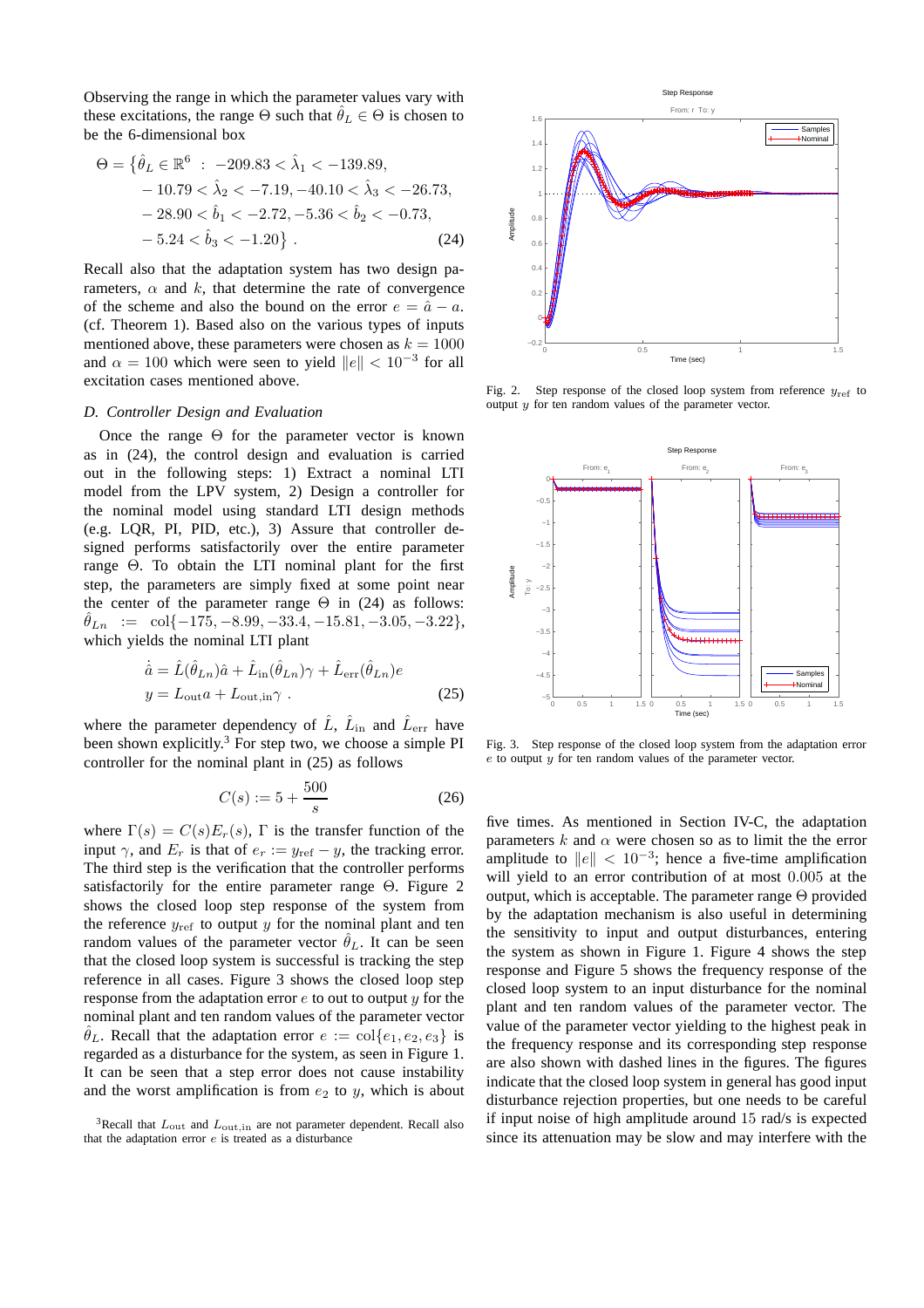Observing the range in which the parameter values vary with these excitations, the range $\Theta$ such that $\hat{\theta}_L \in \Theta$ is chosen to be the 6-dimensional box

$$\Theta = \{\hat{\theta}_L \in \mathbb{R}^6 \ : \ -209.83 < \hat{\lambda}_1 < -139.89, \\ -10.79 < \hat{\lambda}_2 < -7.19, -40.10 < \hat{\lambda}_3 < -26.73, \\ -28.90 < \hat{b}_1 < -2.72, -5.36 < \hat{b}_2 < -0.73, \\ -5.24 < \hat{b}_3 < -1.20\} \ . \tag{24}$$

Recall also that the adaptation system has two design parameters, $\alpha$ and $k$, that determine the rate of convergence of the scheme and also the bound on the error $e = \hat{a} - a$. (cf. Theorem 1). Based also on the various types of inputs mentioned above, these parameters were chosen as $k = 1000$ and $\alpha = 100$ which were seen to yield $\|e\| < 10^{-3}$ for all excitation cases mentioned above.

### D. Controller Design and Evaluation

Once the range $\Theta$ for the parameter vector is known as in (24), the control design and evaluation is carried out in the following steps: 1) Extract a nominal LTI model from the LPV system, 2) Design a controller for the nominal model using standard LTI design methods (e.g. LQR, PI, PID, etc.), 3) Assure that controller designed performs satisfactorily over the entire parameter range $\Theta$. To obtain the LTI nominal plant for the first step, the parameters are simply fixed at some point near the center of the parameter range $\Theta$ in (24) as follows: $\hat{\theta}_{Ln} \ := \ \text{col}\{-175, -8.99, -33.4, -15.81, -3.05, -3.22\}$, which yields the nominal LTI plant

$$\begin{aligned} \dot{\hat{a}} &= \hat{L}(\hat{\theta}_{Ln})\hat{a} + \hat{L}_{\text{in}}(\hat{\theta}_{Ln})\gamma + \hat{L}_{\text{err}}(\hat{\theta}_{Ln})e \\ y &= L_{\text{out}}a + L_{\text{out,in}}\gamma \ . \end{aligned} \tag{25}$$

where the parameter dependency of $\hat{L}$, $\hat{L}_{\text{in}}$ and $\hat{L}_{\text{err}}$ have been shown explicitly.[3] For step two, we choose a simple PI controller for the nominal plant in (25) as follows

$$C(s) := 5 + \frac{500}{s} \tag{26}$$

where $\Gamma(s) = C(s)E_r(s)$, $\Gamma$ is the transfer function of the input $\gamma$, and $E_r$ is that of $e_r := y_{\text{ref}} - y$, the tracking error. The third step is the verification that the controller performs satisfactorily for the entire parameter range $\Theta$. Figure 2 shows the closed loop step response of the system from the reference $y_{\text{ref}}$ to output $y$ for the nominal plant and ten random values of the parameter vector $\hat{\theta}_L$. It can be seen that the closed loop system is successful is tracking the step reference in all cases. Figure 3 shows the closed loop step response from the adaptation error $e$ to out to output $y$ for the nominal plant and ten random values of the parameter vector $\hat{\theta}_L$. Recall that the adaptation error $e := \text{col}\{e_1, e_2, e_3\}$ is regarded as a disturbance for the system, as seen in Figure 1. It can be seen that a step error does not cause instability and the worst amplification is from $e_2$ to $y$, which is about five times. As mentioned in Section IV-C, the adaptation parameters $k$ and $\alpha$ were chosen so as to limit the the error amplitude to $\|e\| < 10^{-3}$; hence a five-time amplification will yield to an error contribution of at most $0.005$ at the output, which is acceptable. The parameter range $\Theta$ provided by the adaptation mechanism is also useful in determining the sensitivity to input and output disturbances, entering the system as shown in Figure 1. Figure 4 shows the step response and Figure 5 shows the frequency response of the closed loop system to an input disturbance for the nominal plant and ten random values of the parameter vector. The value of the parameter vector yielding to the highest peak in the frequency response and its corresponding step response are also shown with dashed lines in the figures. The figures indicate that the closed loop system in general has good input disturbance rejection properties, but one needs to be careful if input noise of high amplitude around 15 rad/s is expected since its attenuation may be slow and may interfere with the

[3] Recall that $L_{\text{out}}$ and $L_{\text{out,in}}$ are not parameter dependent. Recall also that the adaptation error $e$ is treated as a disturbance

Fig. 2. Step response of the closed loop system from reference $y_{\text{ref}}$ to output $y$ for ten random values of the parameter vector.

Fig. 3. Step response of the closed loop system from the adaptation error $e$ to output $y$ for ten random values of the parameter vector.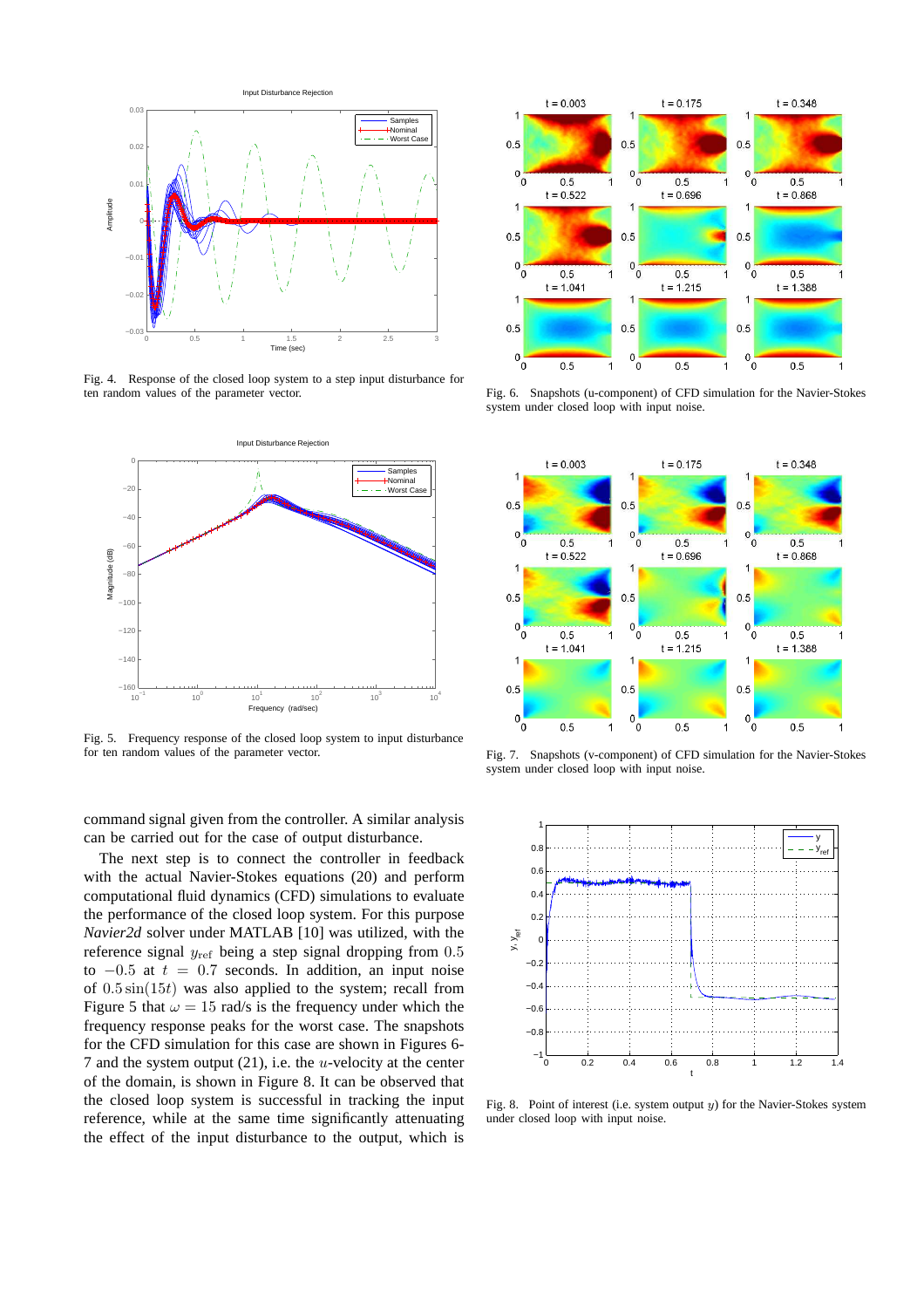Fig. 4. Response of the closed loop system to a step input disturbance for ten random values of the parameter vector.

Fig. 5. Frequency response of the closed loop system to input disturbance for ten random values of the parameter vector.

command signal given from the controller. A similar analysis can be carried out for the case of output disturbance.

The next step is to connect the controller in feedback with the actual Navier-Stokes equations (20) and perform computational fluid dynamics (CFD) simulations to evaluate the performance of the closed loop system. For this purpose *Navier2d* solver under MATLAB [10] was utilized, with the reference signal $y_{\text{ref}}$ being a step signal dropping from $0.5$ to $-0.5$ at $t = 0.7$ seconds. In addition, an input noise of $0.5\sin(15t)$ was also applied to the system; recall from Figure 5 that $\omega = 15$ rad/s is the frequency under which the frequency response peaks for the worst case. The snapshots for the CFD simulation for this case are shown in Figures 6-7 and the system output (21), i.e. the $u$-velocity at the center of the domain, is shown in Figure 8. It can be observed that the closed loop system is successful in tracking the input reference, while at the same time significantly attenuating the effect of the input disturbance to the output, which is

Fig. 6. Snapshots (u-component) of CFD simulation for the Navier-Stokes system under closed loop with input noise.

Fig. 7. Snapshots (v-component) of CFD simulation for the Navier-Stokes system under closed loop with input noise.

Fig. 8. Point of interest (i.e. system output $y$) for the Navier-Stokes system under closed loop with input noise.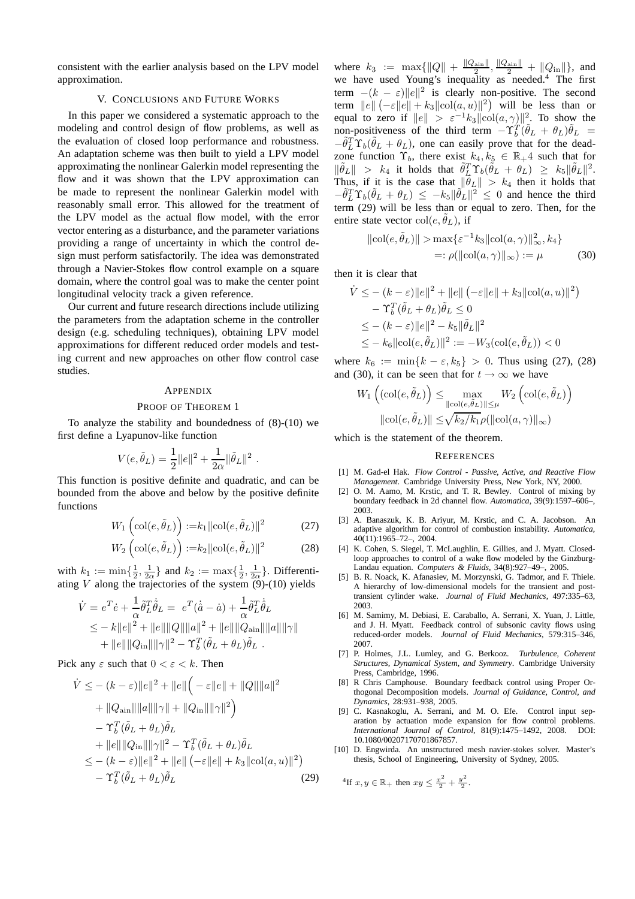consistent with the earlier analysis based on the LPV model approximation.

## V. Conclusions and Future Works

In this paper we considered a systematic approach to the modeling and control design of flow problems, as well as the evaluation of closed loop performance and robustness. An adaptation scheme was then built to yield a LPV model approximating the nonlinear Galerkin model representing the flow and it was shown that the LPV approximation can be made to represent the nonlinear Galerkin model with reasonably small error. This allowed for the treatment of the LPV model as the actual flow model, with the error vector entering as a disturbance, and the parameter variations providing a range of uncertainty in which the control design must perform satisfactorily. The idea was demonstrated through a Navier-Stokes flow control example on a square domain, where the control goal was to make the center point longitudinal velocity track a given reference.

Our current and future research directions include utilizing the parameters from the adaptation scheme in the controller design (e.g. scheduling techniques), obtaining LPV model approximations for different reduced order models and testing current and new approaches on other flow control case studies.

## Appendix

### Proof of Theorem 1

To analyze the stability and boundedness of (8)-(10) we first define a Lyapunov-like function

$$V(e,\tilde{\theta}_L) = \frac{1}{2}\|e\|^2 + \frac{1}{2\alpha}\|\tilde{\theta}_L\|^2 \ .$$

This function is positive definite and quadratic, and can be bounded from the above and below by the positive definite functions

$$W_1\left(\mathrm{col}(e,\tilde{\theta}_L)\right) := k_1\|\mathrm{col}(e,\tilde{\theta}_L)\|^2 \tag{27}$$

$$W_2\left(\mathrm{col}(e,\tilde{\theta}_L)\right) := k_2\|\mathrm{col}(e,\tilde{\theta}_L)\|^2 \tag{28}$$

with $k_1 := \min\{\frac{1}{2}, \frac{1}{2\alpha}\}$ and $k_2 := \max\{\frac{1}{2}, \frac{1}{2\alpha}\}$. Differentiating $V$ along the trajectories of the system (9)-(10) yields

$$\begin{aligned}
\dot{V} &= e^T\dot{e} + \frac{1}{\alpha}\tilde{\theta}_L^T\dot{\tilde{\theta}}_L = \ e^T(\dot{\hat{a}} - \dot{a}) + \frac{1}{\alpha}\tilde{\theta}_L^T\dot{\tilde{\theta}}_L \\
&\le -k\|e\|^2 + \|e\|\|Q\|\|a\|^2 + \|e\|\|Q_{\mathrm{ain}}\|\|a\|\|\gamma\| \\
&\quad + \|e\|\|Q_{\mathrm{in}}\|\|\gamma\|^2 - \Upsilon_b^T(\tilde{\theta}_L + \theta_L)\tilde{\theta}_L \ .
\end{aligned}$$

Pick any $\varepsilon$ such that $0 < \varepsilon < k$. Then

$$\begin{aligned}
\dot{V} \le &-(k-\varepsilon)\|e\|^2 + \|e\|\Big(-\varepsilon\|e\| + \|Q\|\|a\|^2 \\
&+ \|Q_{\mathrm{ain}}\|\|a\|\|\gamma\| + \|Q_{\mathrm{in}}\|\|\gamma\|^2\Big) \\
&- \Upsilon_b^T(\tilde{\theta}_L + \theta_L)\tilde{\theta}_L \\
&+ \|e\|\|Q_{\mathrm{in}}\|\|\gamma\|^2 - \Upsilon_b^T(\tilde{\theta}_L + \theta_L)\tilde{\theta}_L \\
\le &-(k-\varepsilon)\|e\|^2 + \|e\|\left(-\varepsilon\|e\| + k_3\|\mathrm{col}(a,u)\|^2\right) \\
&- \Upsilon_b^T(\tilde{\theta}_L + \theta_L)\tilde{\theta}_L
\end{aligned} \tag{29}$$

where $k_3 := \max\{\|Q\| + \frac{\|Q_{\mathrm{ain}}\|}{2}, \frac{\|Q_{\mathrm{ain}}\|}{2} + \|Q_{\mathrm{in}}\|\}$, and we have used Young's inequality as needed.[4] The first term $-(k-\varepsilon)\|e\|^2$ is clearly non-positive. The second term $\|e\|\left(-\varepsilon\|e\| + k_3\|\mathrm{col}(a,u)\|^2\right)$ will be less than or equal to zero if $\|e\| > \varepsilon^{-1}k_3\|\mathrm{col}(a,\gamma)\|^2$. To show the non-positiveness of the third term $-\Upsilon_b^T(\tilde{\theta}_L + \theta_L)\tilde{\theta}_L = -\tilde{\theta}_L^T\Upsilon_b(\tilde{\theta}_L + \theta_L)$, one can easily prove that for the deadzone function $\Upsilon_b$, there exist $k_4, k_5 \in \mathbb{R}_+4$ such that for $\|\tilde{\theta}_L\| > k_4$ it holds that $\tilde{\theta}_L^T\Upsilon_b(\tilde{\theta}_L + \theta_L) \ge k_5\|\tilde{\theta}_L\|^2$. Thus, if it is the case that $\|\tilde{\theta}_L\| > k_4$ then it holds that $-\tilde{\theta}_L^T\Upsilon_b(\tilde{\theta}_L + \theta_L) \le -k_5\|\tilde{\theta}_L\|^2 \le 0$ and hence the third term (29) will be less than or equal to zero. Then, for the entire state vector $\mathrm{col}(e,\tilde{\theta}_L)$, if

$$\begin{aligned}
\|\mathrm{col}(e,\tilde{\theta}_L)\| &> \max\{\varepsilon^{-1}k_3\|\mathrm{col}(a,\gamma)\|_\infty^2, k_4\} \\
&=: \rho(\|\mathrm{col}(a,\gamma)\|_\infty) := \mu
\end{aligned} \tag{30}$$

then it is clear that

$$\begin{aligned}
\dot{V} \le &-(k-\varepsilon)\|e\|^2 + \|e\|\left(-\varepsilon\|e\| + k_3\|\mathrm{col}(a,u)\|^2\right) \\
&- \Upsilon_b^T(\tilde{\theta}_L + \theta_L)\tilde{\theta}_L \le 0 \\
\le &-(k-\varepsilon)\|e\|^2 - k_5\|\tilde{\theta}_L\|^2 \\
\le &-k_6\|\mathrm{col}(e,\tilde{\theta}_L)\|^2 := -W_3(\mathrm{col}(e,\tilde{\theta}_L)) < 0
\end{aligned}$$

where $k_6 := \min\{k-\varepsilon, k_5\} > 0$. Thus using (27), (28) and (30), it can be seen that for $t \to \infty$ we have

$$\begin{aligned}
W_1\left((\mathrm{col}(e,\tilde{\theta}_L)\right) &\le \max_{\|\mathrm{col}(e,\tilde{\theta}_L)\| \le \mu} W_2\left(\mathrm{col}(e,\tilde{\theta}_L)\right) \\
\|\mathrm{col}(e,\tilde{\theta}_L)\| &\le \sqrt{k_2/k_1}\,\rho(\|\mathrm{col}(a,\gamma)\|_\infty)
\end{aligned}$$

which is the statement of the theorem.

## References

[1] M. Gad-el Hak. *Flow Control - Passive, Active, and Reactive Flow Management*. Cambridge University Press, New York, NY, 2000.

[2] O. M. Aamo, M. Krstic, and T. R. Bewley. Control of mixing by boundary feedback in 2d channel flow. *Automatica*, 39(9):1597–606–, 2003.

[3] A. Banaszuk, K. B. Ariyur, M. Krstic, and C. A. Jacobson. An adaptive algorithm for control of combustion instability. *Automatica*, 40(11):1965–72–, 2004.

[4] K. Cohen, S. Siegel, T. McLaughlin, E. Gillies, and J. Myatt. Closed-loop approaches to control of a wake flow modeled by the Ginzburg-Landau equation. *Computers & Fluids*, 34(8):927–49–, 2005.

[5] B. R. Noack, K. Afanasiev, M. Morzynski, G. Tadmor, and F. Thiele. A hierarchy of low-dimensional models for the transient and post-transient cylinder wake. *Journal of Fluid Mechanics*, 497:335–63, 2003.

[6] M. Samimy, M. Debiasi, E. Caraballo, A. Serrani, X. Yuan, J. Little, and J. H. Myatt. Feedback control of subsonic cavity flows using reduced-order models. *Journal of Fluid Mechanics*, 579:315–346, 2007.

[7] P. Holmes, J.L. Lumley, and G. Berkooz. *Turbulence, Coherent Structures, Dynamical System, and Symmetry*. Cambridge University Press, Cambridge, 1996.

[8] R Chris Camphouse. Boundary feedback control using Proper Orthogonal Decomposition models. *Journal of Guidance, Control, and Dynamics*, 28:931–938, 2005.

[9] C. Kasnakoglu, A. Serrani, and M. O. Efe. Control input separation by actuation mode expansion for flow control problems. *International Journal of Control*, 81(9):1475–1492, 2008. DOI: 10.1080/00207170701867857.

[10] D. Engwirda. An unstructured mesh navier-stokes solver. Master's thesis, School of Engineering, University of Sydney, 2005.

[4] If $x, y \in \mathbb{R}_+$ then $xy \le \frac{x^2}{2} + \frac{y^2}{2}$.